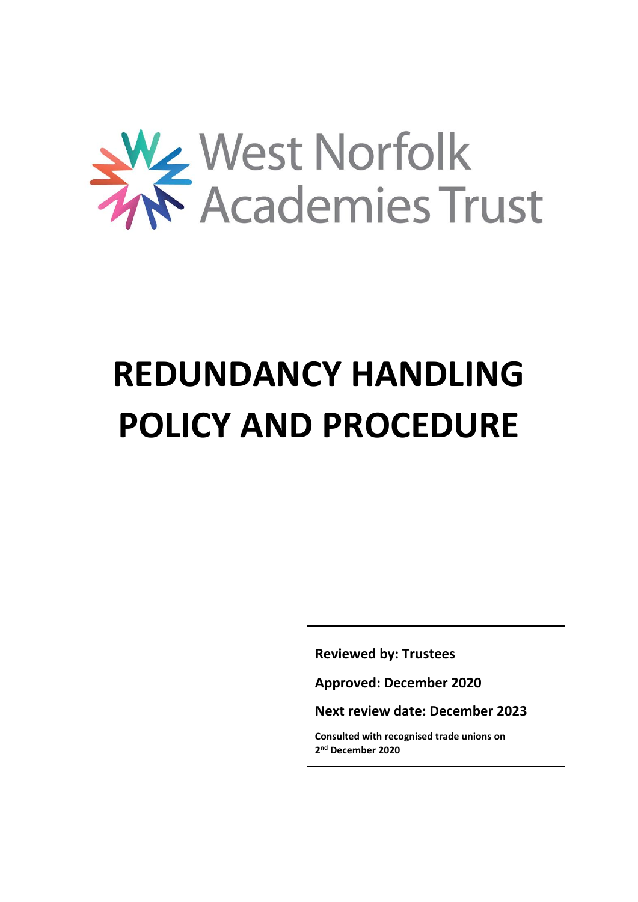West Norfolk Academies Trust

# REDUNDANCY HANDLING POLICY AND PROCEDURE

**Reviewed by: Trustees**

**Approved: December 2020**

**Next review date: December 2023**

**Consulted with recognised trade unions on 2nd December 2020**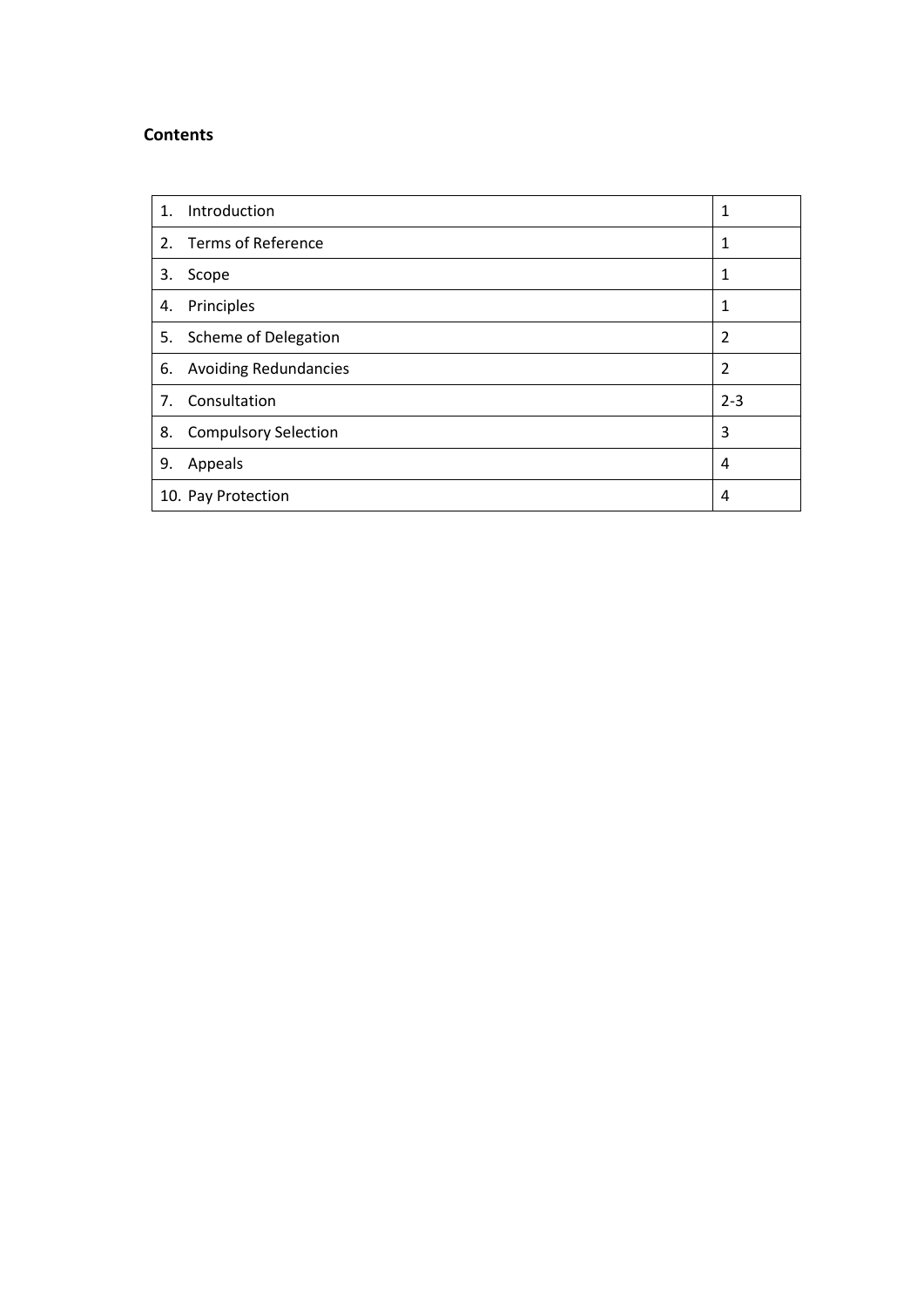**Contents**

| | |
|---|---|
| 1. Introduction | 1 |
| 2. Terms of Reference | 1 |
| 3. Scope | 1 |
| 4. Principles | 1 |
| 5. Scheme of Delegation | 2 |
| 6. Avoiding Redundancies | 2 |
| 7. Consultation | 2-3 |
| 8. Compulsory Selection | 3 |
| 9. Appeals | 4 |
| 10. Pay Protection | 4 |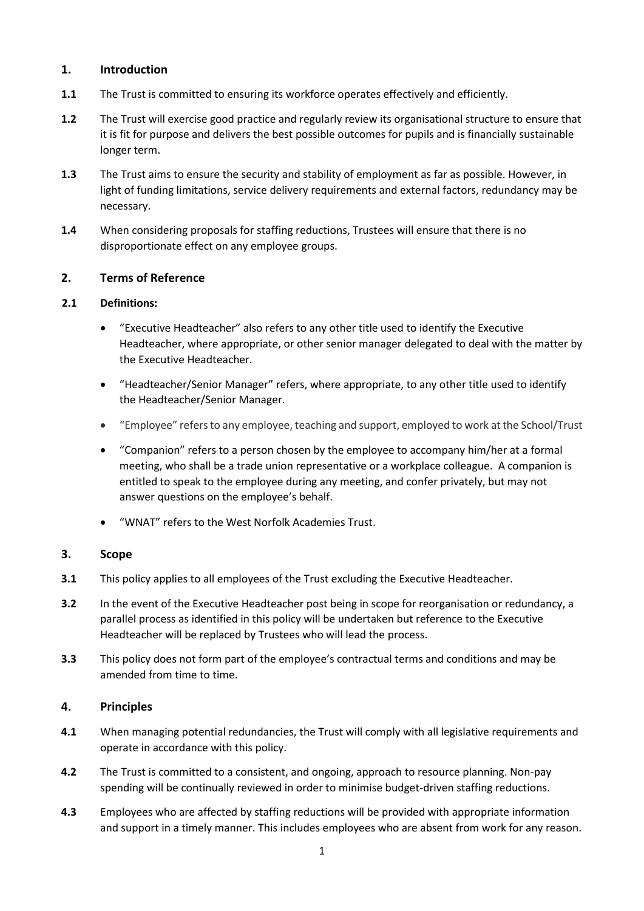## 1. Introduction

**1.1** The Trust is committed to ensuring its workforce operates effectively and efficiently.

**1.2** The Trust will exercise good practice and regularly review its organisational structure to ensure that it is fit for purpose and delivers the best possible outcomes for pupils and is financially sustainable longer term.

**1.3** The Trust aims to ensure the security and stability of employment as far as possible. However, in light of funding limitations, service delivery requirements and external factors, redundancy may be necessary.

**1.4** When considering proposals for staffing reductions, Trustees will ensure that there is no disproportionate effect on any employee groups.

## 2. Terms of Reference

### 2.1 Definitions:

- "Executive Headteacher" also refers to any other title used to identify the Executive Headteacher, where appropriate, or other senior manager delegated to deal with the matter by the Executive Headteacher.
- "Headteacher/Senior Manager" refers, where appropriate, to any other title used to identify the Headteacher/Senior Manager.
- "Employee" refers to any employee, teaching and support, employed to work at the School/Trust
- "Companion" refers to a person chosen by the employee to accompany him/her at a formal meeting, who shall be a trade union representative or a workplace colleague. A companion is entitled to speak to the employee during any meeting, and confer privately, but may not answer questions on the employee's behalf.
- "WNAT" refers to the West Norfolk Academies Trust.

## 3. Scope

**3.1** This policy applies to all employees of the Trust excluding the Executive Headteacher.

**3.2** In the event of the Executive Headteacher post being in scope for reorganisation or redundancy, a parallel process as identified in this policy will be undertaken but reference to the Executive Headteacher will be replaced by Trustees who will lead the process.

**3.3** This policy does not form part of the employee's contractual terms and conditions and may be amended from time to time.

## 4. Principles

**4.1** When managing potential redundancies, the Trust will comply with all legislative requirements and operate in accordance with this policy.

**4.2** The Trust is committed to a consistent, and ongoing, approach to resource planning. Non-pay spending will be continually reviewed in order to minimise budget-driven staffing reductions.

**4.3** Employees who are affected by staffing reductions will be provided with appropriate information and support in a timely manner. This includes employees who are absent from work for any reason.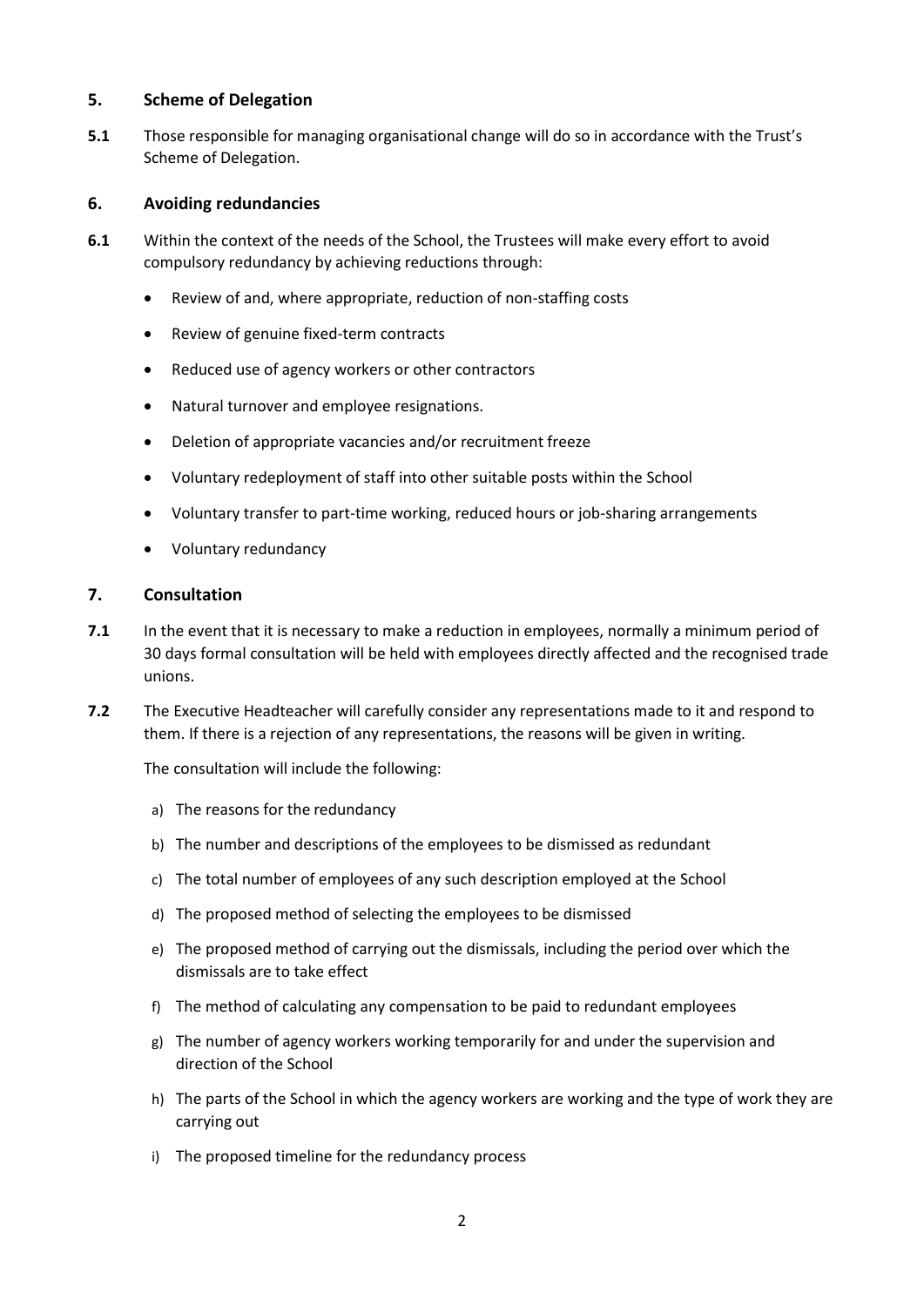## 5. Scheme of Delegation

**5.1** Those responsible for managing organisational change will do so in accordance with the Trust's Scheme of Delegation.

## 6. Avoiding redundancies

**6.1** Within the context of the needs of the School, the Trustees will make every effort to avoid compulsory redundancy by achieving reductions through:

- Review of and, where appropriate, reduction of non-staffing costs
- Review of genuine fixed-term contracts
- Reduced use of agency workers or other contractors
- Natural turnover and employee resignations.
- Deletion of appropriate vacancies and/or recruitment freeze
- Voluntary redeployment of staff into other suitable posts within the School
- Voluntary transfer to part-time working, reduced hours or job-sharing arrangements
- Voluntary redundancy

## 7. Consultation

**7.1** In the event that it is necessary to make a reduction in employees, normally a minimum period of 30 days formal consultation will be held with employees directly affected and the recognised trade unions.

**7.2** The Executive Headteacher will carefully consider any representations made to it and respond to them. If there is a rejection of any representations, the reasons will be given in writing.

The consultation will include the following:

a) The reasons for the redundancy

b) The number and descriptions of the employees to be dismissed as redundant

c) The total number of employees of any such description employed at the School

d) The proposed method of selecting the employees to be dismissed

e) The proposed method of carrying out the dismissals, including the period over which the dismissals are to take effect

f) The method of calculating any compensation to be paid to redundant employees

g) The number of agency workers working temporarily for and under the supervision and direction of the School

h) The parts of the School in which the agency workers are working and the type of work they are carrying out

i) The proposed timeline for the redundancy process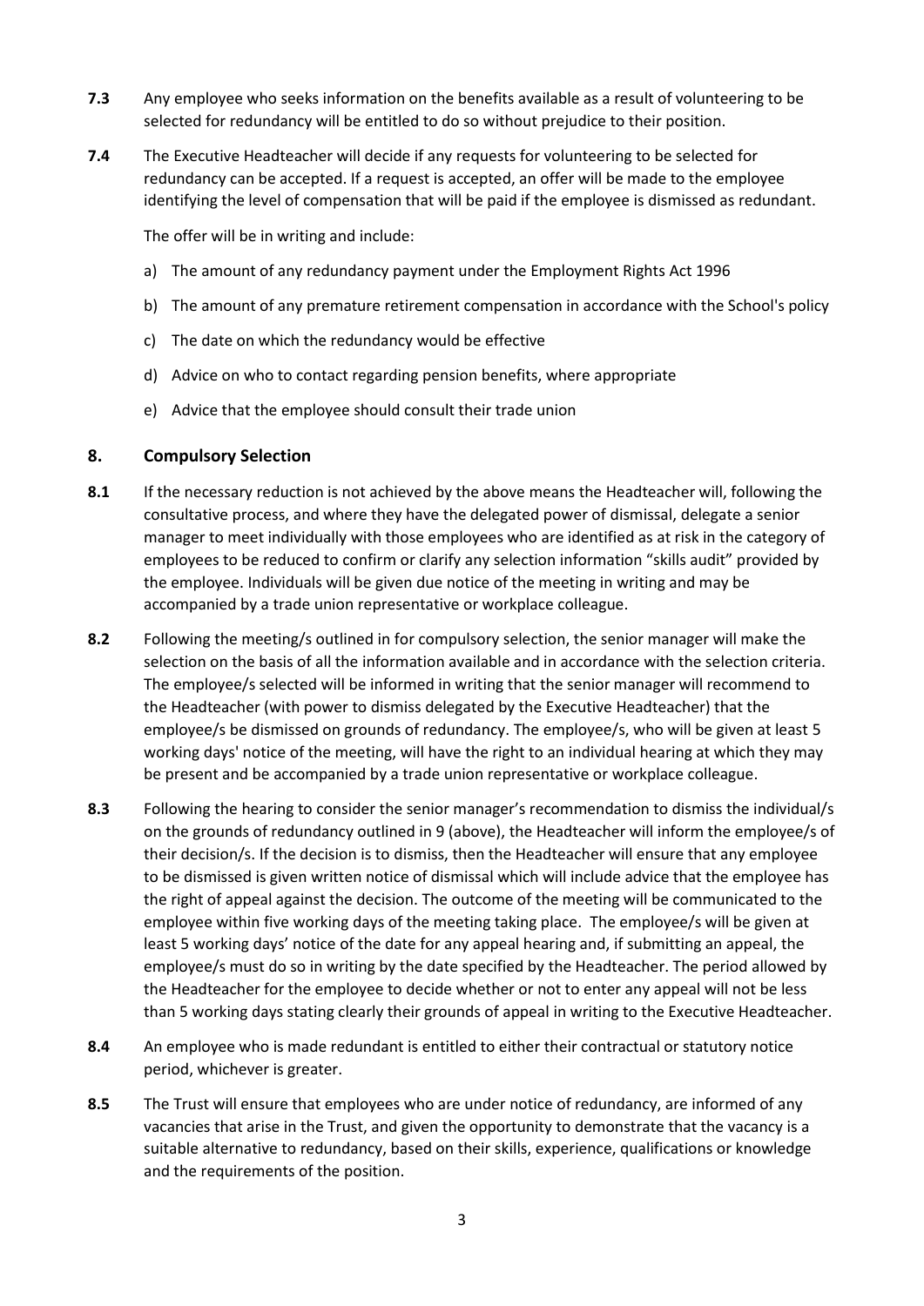**7.3** Any employee who seeks information on the benefits available as a result of volunteering to be selected for redundancy will be entitled to do so without prejudice to their position.

**7.4** The Executive Headteacher will decide if any requests for volunteering to be selected for redundancy can be accepted. If a request is accepted, an offer will be made to the employee identifying the level of compensation that will be paid if the employee is dismissed as redundant.

The offer will be in writing and include:

a) The amount of any redundancy payment under the Employment Rights Act 1996

b) The amount of any premature retirement compensation in accordance with the School's policy

c) The date on which the redundancy would be effective

d) Advice on who to contact regarding pension benefits, where appropriate

e) Advice that the employee should consult their trade union

## 8. Compulsory Selection

**8.1** If the necessary reduction is not achieved by the above means the Headteacher will, following the consultative process, and where they have the delegated power of dismissal, delegate a senior manager to meet individually with those employees who are identified as at risk in the category of employees to be reduced to confirm or clarify any selection information "skills audit" provided by the employee. Individuals will be given due notice of the meeting in writing and may be accompanied by a trade union representative or workplace colleague.

**8.2** Following the meeting/s outlined in for compulsory selection, the senior manager will make the selection on the basis of all the information available and in accordance with the selection criteria. The employee/s selected will be informed in writing that the senior manager will recommend to the Headteacher (with power to dismiss delegated by the Executive Headteacher) that the employee/s be dismissed on grounds of redundancy. The employee/s, who will be given at least 5 working days' notice of the meeting, will have the right to an individual hearing at which they may be present and be accompanied by a trade union representative or workplace colleague.

**8.3** Following the hearing to consider the senior manager's recommendation to dismiss the individual/s on the grounds of redundancy outlined in 9 (above), the Headteacher will inform the employee/s of their decision/s. If the decision is to dismiss, then the Headteacher will ensure that any employee to be dismissed is given written notice of dismissal which will include advice that the employee has the right of appeal against the decision. The outcome of the meeting will be communicated to the employee within five working days of the meeting taking place. The employee/s will be given at least 5 working days' notice of the date for any appeal hearing and, if submitting an appeal, the employee/s must do so in writing by the date specified by the Headteacher. The period allowed by the Headteacher for the employee to decide whether or not to enter any appeal will not be less than 5 working days stating clearly their grounds of appeal in writing to the Executive Headteacher.

**8.4** An employee who is made redundant is entitled to either their contractual or statutory notice period, whichever is greater.

**8.5** The Trust will ensure that employees who are under notice of redundancy, are informed of any vacancies that arise in the Trust, and given the opportunity to demonstrate that the vacancy is a suitable alternative to redundancy, based on their skills, experience, qualifications or knowledge and the requirements of the position.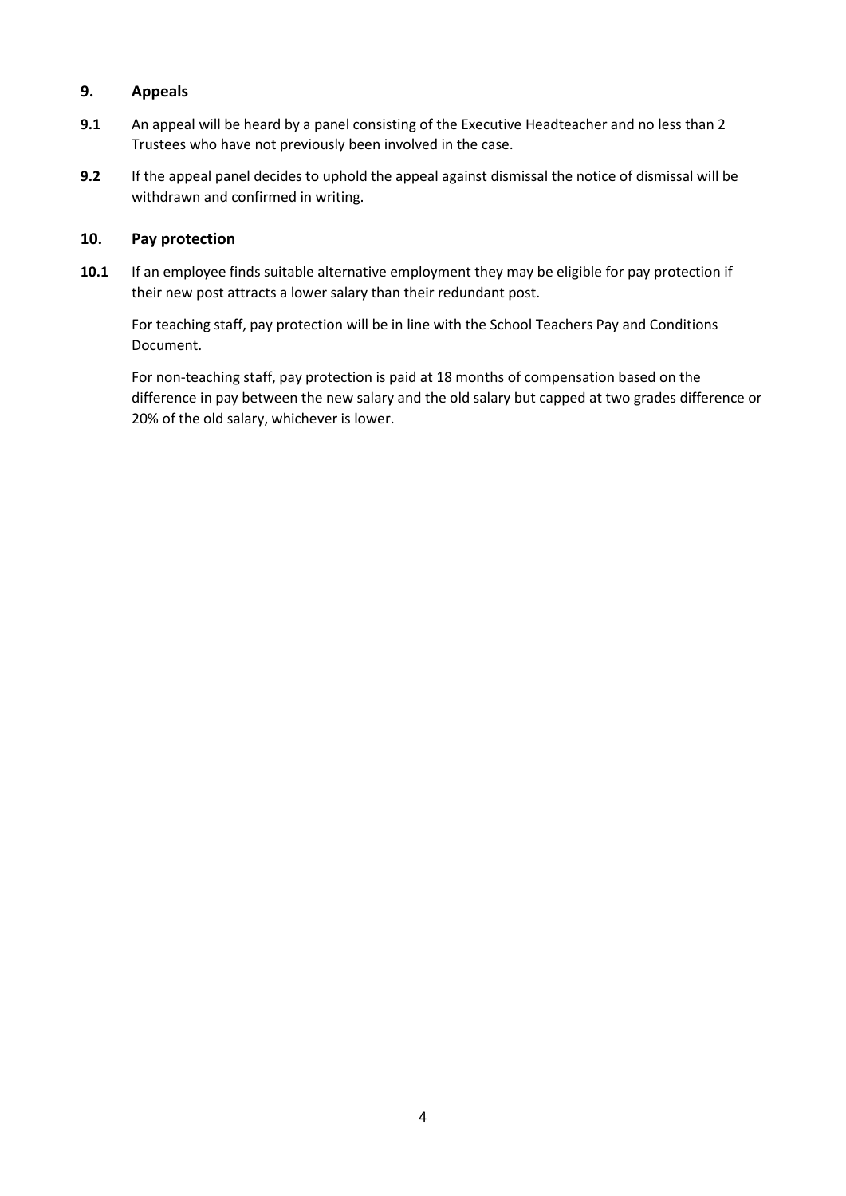## 9. Appeals

**9.1** An appeal will be heard by a panel consisting of the Executive Headteacher and no less than 2 Trustees who have not previously been involved in the case.

**9.2** If the appeal panel decides to uphold the appeal against dismissal the notice of dismissal will be withdrawn and confirmed in writing.

## 10. Pay protection

**10.1** If an employee finds suitable alternative employment they may be eligible for pay protection if their new post attracts a lower salary than their redundant post.

For teaching staff, pay protection will be in line with the School Teachers Pay and Conditions Document.

For non-teaching staff, pay protection is paid at 18 months of compensation based on the difference in pay between the new salary and the old salary but capped at two grades difference or 20% of the old salary, whichever is lower.